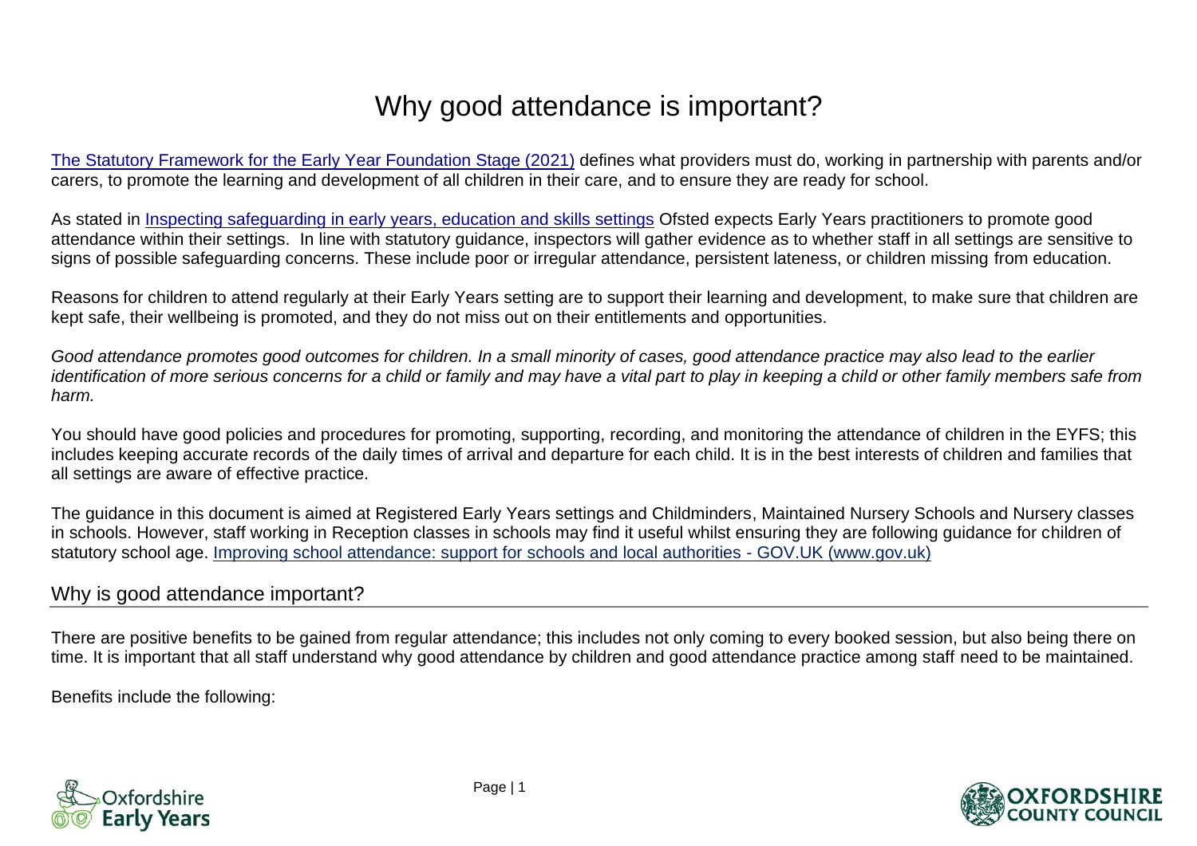# Why good attendance is important?

[The Statutory Framework for the Early Year Foundation Stage (2021)](#) defines what providers must do, working in partnership with parents and/or carers, to promote the learning and development of all children in their care, and to ensure they are ready for school.

As stated in [Inspecting safeguarding in early years, education and skills settings](#) Ofsted expects Early Years practitioners to promote good attendance within their settings. In line with statutory guidance, inspectors will gather evidence as to whether staff in all settings are sensitive to signs of possible safeguarding concerns. These include poor or irregular attendance, persistent lateness, or children missing from education.

Reasons for children to attend regularly at their Early Years setting are to support their learning and development, to make sure that children are kept safe, their wellbeing is promoted, and they do not miss out on their entitlements and opportunities.

*Good attendance promotes good outcomes for children. In a small minority of cases, good attendance practice may also lead to the earlier identification of more serious concerns for a child or family and may have a vital part to play in keeping a child or other family members safe from harm.*

You should have good policies and procedures for promoting, supporting, recording, and monitoring the attendance of children in the EYFS; this includes keeping accurate records of the daily times of arrival and departure for each child. It is in the best interests of children and families that all settings are aware of effective practice.

The guidance in this document is aimed at Registered Early Years settings and Childminders, Maintained Nursery Schools and Nursery classes in schools. However, staff working in Reception classes in schools may find it useful whilst ensuring they are following guidance for children of statutory school age. [Improving school attendance: support for schools and local authorities - GOV.UK (www.gov.uk)](#)

## Why is good attendance important?

There are positive benefits to be gained from regular attendance; this includes not only coming to every booked session, but also being there on time. It is important that all staff understand why good attendance by children and good attendance practice among staff need to be maintained.

Benefits include the following: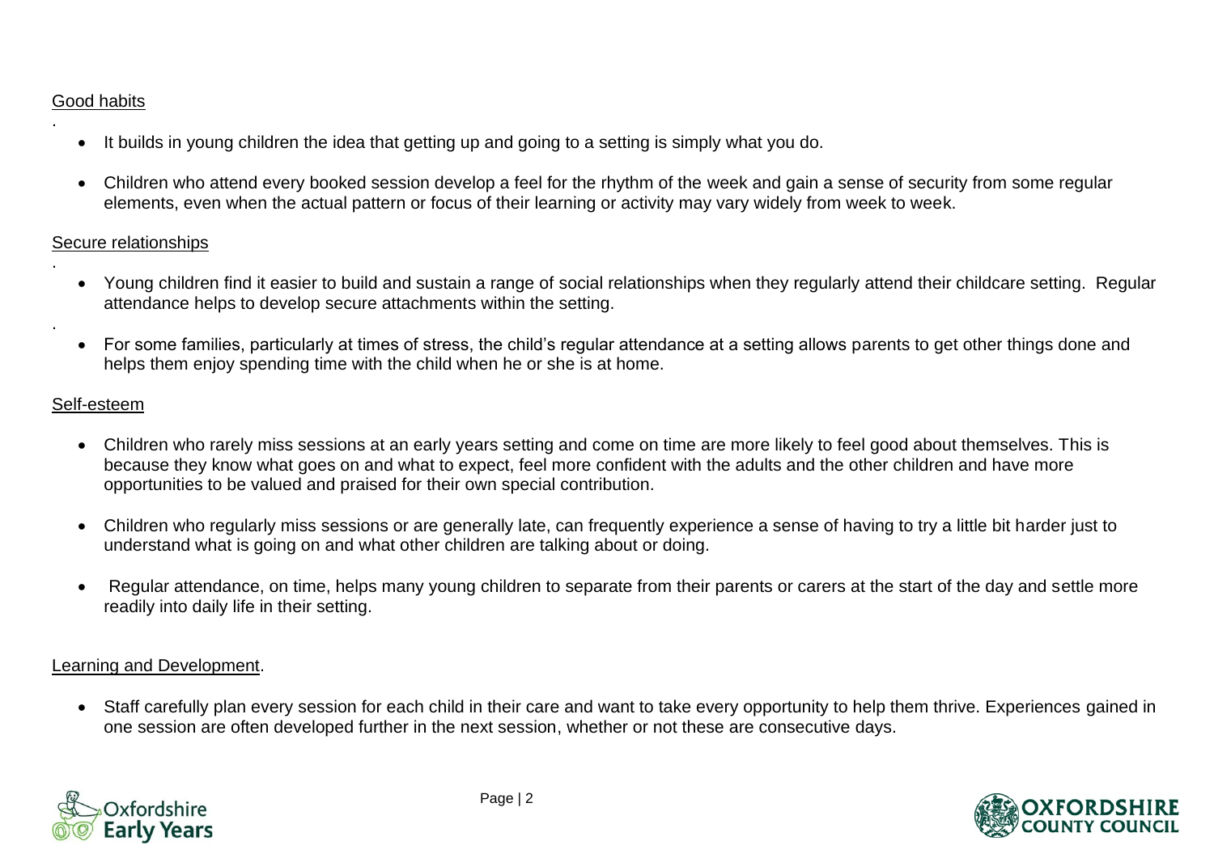Good habits

- It builds in young children the idea that getting up and going to a setting is simply what you do.
- Children who attend every booked session develop a feel for the rhythm of the week and gain a sense of security from some regular elements, even when the actual pattern or focus of their learning or activity may vary widely from week to week.

Secure relationships

- Young children find it easier to build and sustain a range of social relationships when they regularly attend their childcare setting. Regular attendance helps to develop secure attachments within the setting.
- For some families, particularly at times of stress, the child's regular attendance at a setting allows parents to get other things done and helps them enjoy spending time with the child when he or she is at home.

Self-esteem

- Children who rarely miss sessions at an early years setting and come on time are more likely to feel good about themselves. This is because they know what goes on and what to expect, feel more confident with the adults and the other children and have more opportunities to be valued and praised for their own special contribution.
- Children who regularly miss sessions or are generally late, can frequently experience a sense of having to try a little bit harder just to understand what is going on and what other children are talking about or doing.
- Regular attendance, on time, helps many young children to separate from their parents or carers at the start of the day and settle more readily into daily life in their setting.

Learning and Development.

- Staff carefully plan every session for each child in their care and want to take every opportunity to help them thrive. Experiences gained in one session are often developed further in the next session, whether or not these are consecutive days.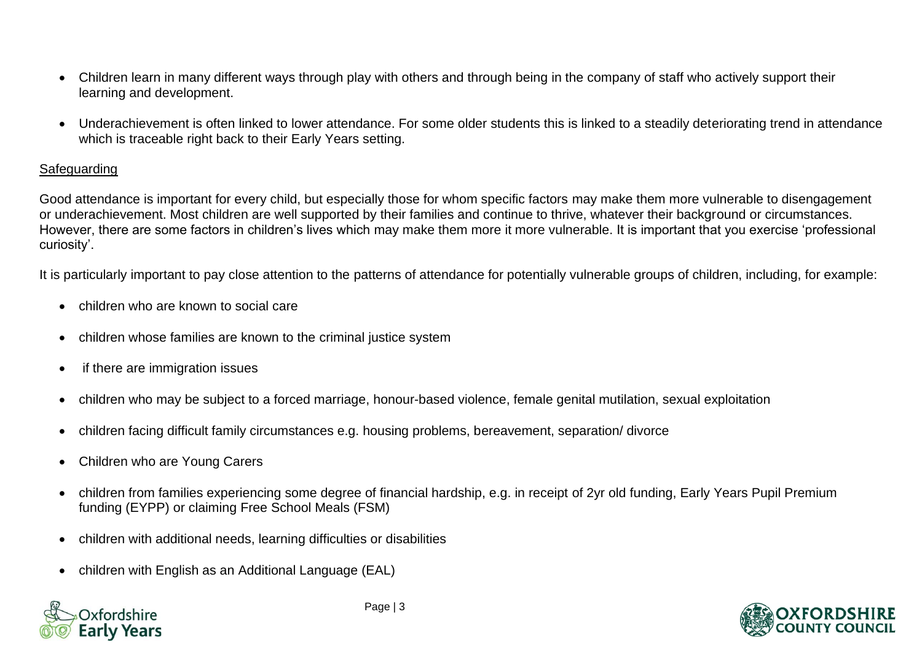- Children learn in many different ways through play with others and through being in the company of staff who actively support their learning and development.
- Underachievement is often linked to lower attendance. For some older students this is linked to a steadily deteriorating trend in attendance which is traceable right back to their Early Years setting.

## Safeguarding

Good attendance is important for every child, but especially those for whom specific factors may make them more vulnerable to disengagement or underachievement. Most children are well supported by their families and continue to thrive, whatever their background or circumstances. However, there are some factors in children's lives which may make them more it more vulnerable. It is important that you exercise 'professional curiosity'.

It is particularly important to pay close attention to the patterns of attendance for potentially vulnerable groups of children, including, for example:

- children who are known to social care
- children whose families are known to the criminal justice system
- if there are immigration issues
- children who may be subject to a forced marriage, honour-based violence, female genital mutilation, sexual exploitation
- children facing difficult family circumstances e.g. housing problems, bereavement, separation/ divorce
- Children who are Young Carers
- children from families experiencing some degree of financial hardship, e.g. in receipt of 2yr old funding, Early Years Pupil Premium funding (EYPP) or claiming Free School Meals (FSM)
- children with additional needs, learning difficulties or disabilities
- children with English as an Additional Language (EAL)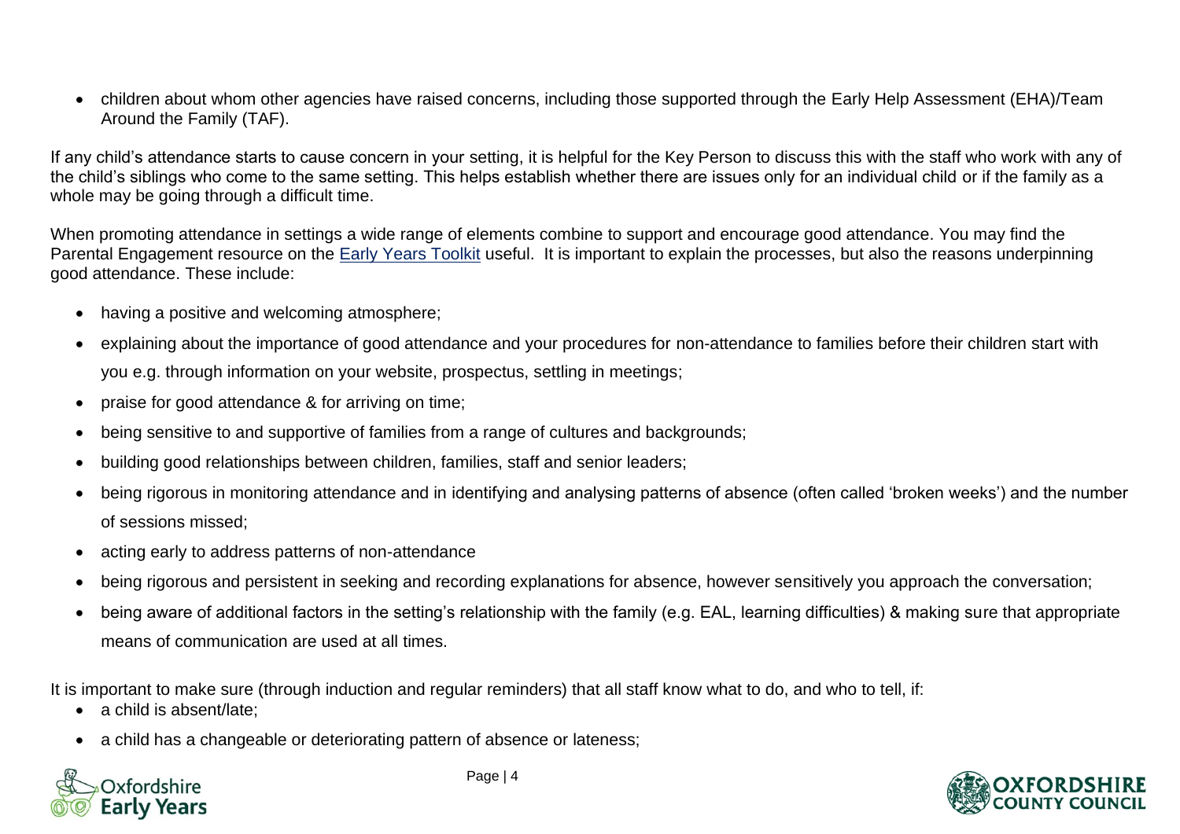- children about whom other agencies have raised concerns, including those supported through the Early Help Assessment (EHA)/Team Around the Family (TAF).

If any child's attendance starts to cause concern in your setting, it is helpful for the Key Person to discuss this with the staff who work with any of the child's siblings who come to the same setting. This helps establish whether there are issues only for an individual child or if the family as a whole may be going through a difficult time.

When promoting attendance in settings a wide range of elements combine to support and encourage good attendance. You may find the Parental Engagement resource on the Early Years Toolkit useful. It is important to explain the processes, but also the reasons underpinning good attendance. These include:

- having a positive and welcoming atmosphere;
- explaining about the importance of good attendance and your procedures for non-attendance to families before their children start with you e.g. through information on your website, prospectus, settling in meetings;
- praise for good attendance & for arriving on time;
- being sensitive to and supportive of families from a range of cultures and backgrounds;
- building good relationships between children, families, staff and senior leaders;
- being rigorous in monitoring attendance and in identifying and analysing patterns of absence (often called 'broken weeks') and the number of sessions missed;
- acting early to address patterns of non-attendance
- being rigorous and persistent in seeking and recording explanations for absence, however sensitively you approach the conversation;
- being aware of additional factors in the setting's relationship with the family (e.g. EAL, learning difficulties) & making sure that appropriate means of communication are used at all times.

It is important to make sure (through induction and regular reminders) that all staff know what to do, and who to tell, if:

- a child is absent/late;
- a child has a changeable or deteriorating pattern of absence or lateness;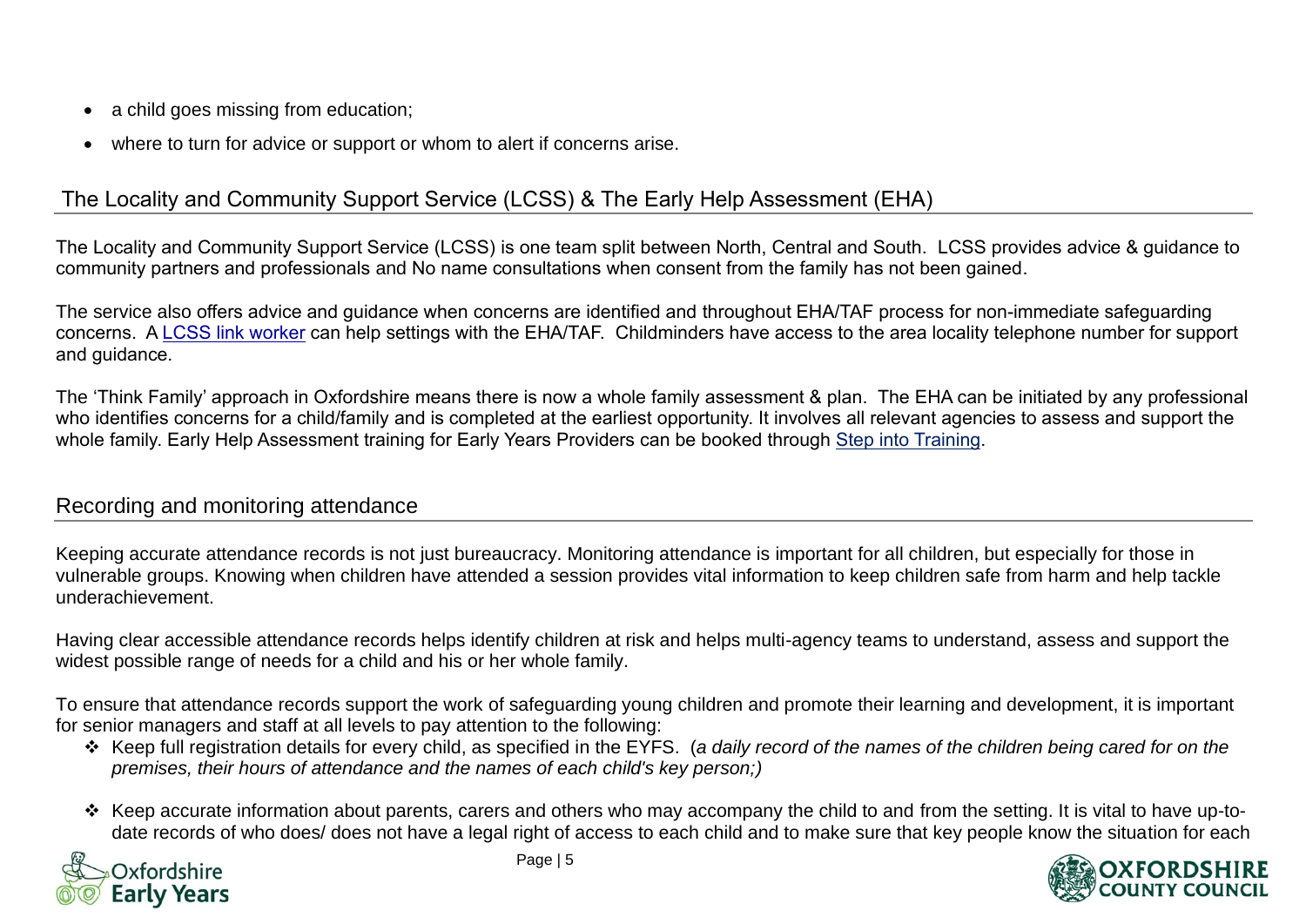- a child goes missing from education;
- where to turn for advice or support or whom to alert if concerns arise.

## The Locality and Community Support Service (LCSS) & The Early Help Assessment (EHA)

The Locality and Community Support Service (LCSS) is one team split between North, Central and South. LCSS provides advice & guidance to community partners and professionals and No name consultations when consent from the family has not been gained.

The service also offers advice and guidance when concerns are identified and throughout EHA/TAF process for non-immediate safeguarding concerns. A LCSS link worker can help settings with the EHA/TAF. Childminders have access to the area locality telephone number for support and guidance.

The 'Think Family' approach in Oxfordshire means there is now a whole family assessment & plan. The EHA can be initiated by any professional who identifies concerns for a child/family and is completed at the earliest opportunity. It involves all relevant agencies to assess and support the whole family. Early Help Assessment training for Early Years Providers can be booked through Step into Training.

## Recording and monitoring attendance

Keeping accurate attendance records is not just bureaucracy. Monitoring attendance is important for all children, but especially for those in vulnerable groups. Knowing when children have attended a session provides vital information to keep children safe from harm and help tackle underachievement.

Having clear accessible attendance records helps identify children at risk and helps multi-agency teams to understand, assess and support the widest possible range of needs for a child and his or her whole family.

To ensure that attendance records support the work of safeguarding young children and promote their learning and development, it is important for senior managers and staff at all levels to pay attention to the following:

- Keep full registration details for every child, as specified in the EYFS. (*a daily record of the names of the children being cared for on the premises, their hours of attendance and the names of each child's key person;)*
- Keep accurate information about parents, carers and others who may accompany the child to and from the setting. It is vital to have up-to-date records of who does/ does not have a legal right of access to each child and to make sure that key people know the situation for each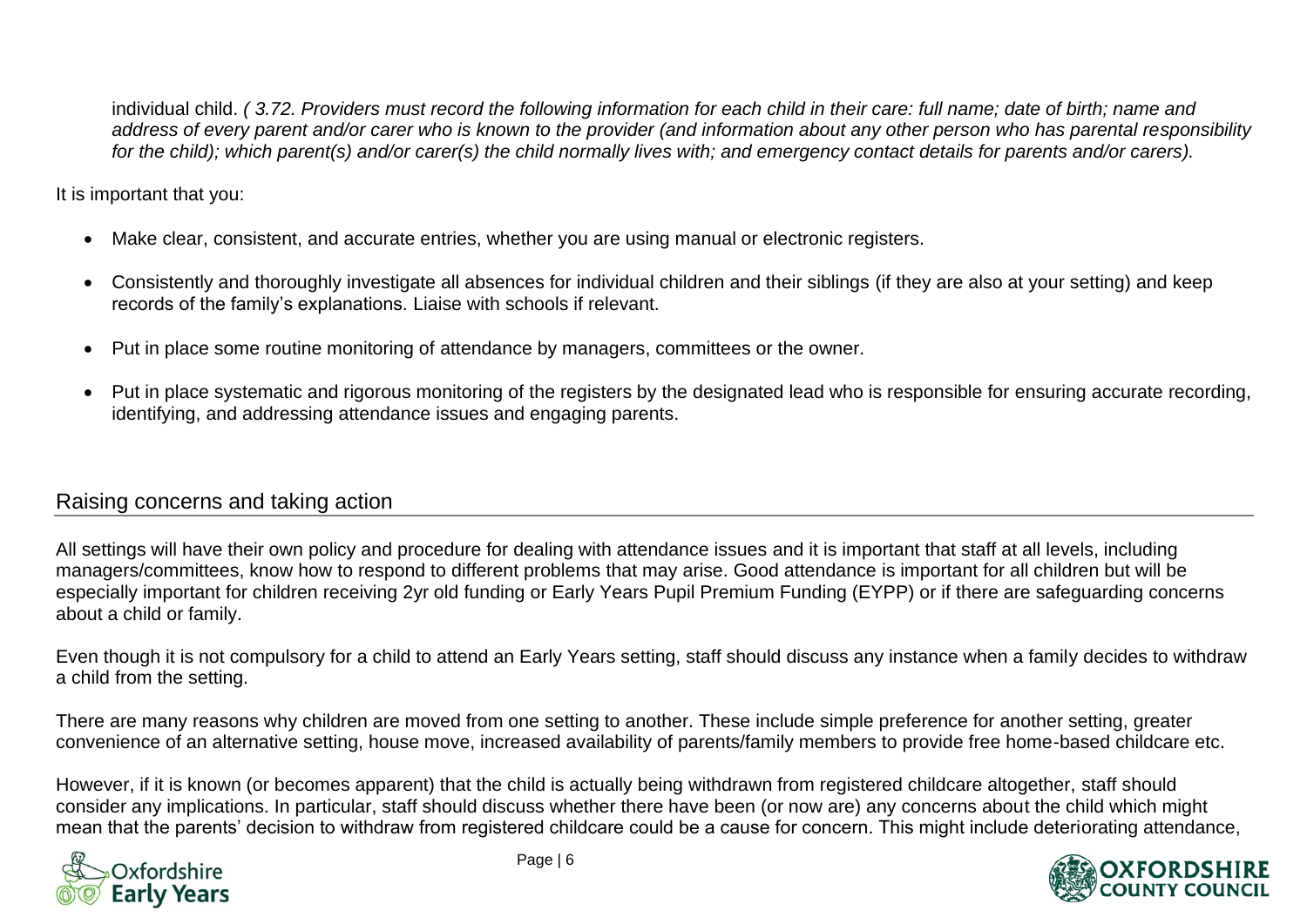individual child. *( 3.72. Providers must record the following information for each child in their care: full name; date of birth; name and address of every parent and/or carer who is known to the provider (and information about any other person who has parental responsibility for the child); which parent(s) and/or carer(s) the child normally lives with; and emergency contact details for parents and/or carers).*

It is important that you:

- Make clear, consistent, and accurate entries, whether you are using manual or electronic registers.
- Consistently and thoroughly investigate all absences for individual children and their siblings (if they are also at your setting) and keep records of the family's explanations. Liaise with schools if relevant.
- Put in place some routine monitoring of attendance by managers, committees or the owner.
- Put in place systematic and rigorous monitoring of the registers by the designated lead who is responsible for ensuring accurate recording, identifying, and addressing attendance issues and engaging parents.

## Raising concerns and taking action

All settings will have their own policy and procedure for dealing with attendance issues and it is important that staff at all levels, including managers/committees, know how to respond to different problems that may arise. Good attendance is important for all children but will be especially important for children receiving 2yr old funding or Early Years Pupil Premium Funding (EYPP) or if there are safeguarding concerns about a child or family.

Even though it is not compulsory for a child to attend an Early Years setting, staff should discuss any instance when a family decides to withdraw a child from the setting.

There are many reasons why children are moved from one setting to another. These include simple preference for another setting, greater convenience of an alternative setting, house move, increased availability of parents/family members to provide free home-based childcare etc.

However, if it is known (or becomes apparent) that the child is actually being withdrawn from registered childcare altogether, staff should consider any implications. In particular, staff should discuss whether there have been (or now are) any concerns about the child which might mean that the parents' decision to withdraw from registered childcare could be a cause for concern. This might include deteriorating attendance,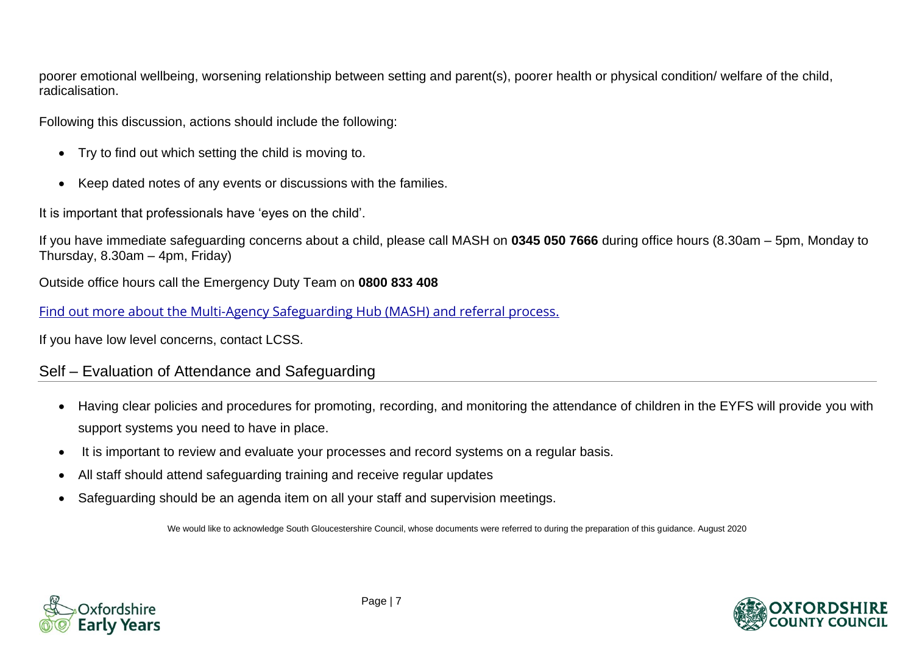poorer emotional wellbeing, worsening relationship between setting and parent(s), poorer health or physical condition/ welfare of the child, radicalisation.

Following this discussion, actions should include the following:

- Try to find out which setting the child is moving to.
- Keep dated notes of any events or discussions with the families.

It is important that professionals have 'eyes on the child'.

If you have immediate safeguarding concerns about a child, please call MASH on **0345 050 7666** during office hours (8.30am – 5pm, Monday to Thursday, 8.30am – 4pm, Friday)

Outside office hours call the Emergency Duty Team on **0800 833 408**

Find out more about the Multi-Agency Safeguarding Hub (MASH) and referral process.

If you have low level concerns, contact LCSS.

## Self – Evaluation of Attendance and Safeguarding

- Having clear policies and procedures for promoting, recording, and monitoring the attendance of children in the EYFS will provide you with support systems you need to have in place.
- It is important to review and evaluate your processes and record systems on a regular basis.
- All staff should attend safeguarding training and receive regular updates
- Safeguarding should be an agenda item on all your staff and supervision meetings.

We would like to acknowledge South Gloucestershire Council, whose documents were referred to during the preparation of this guidance. August 2020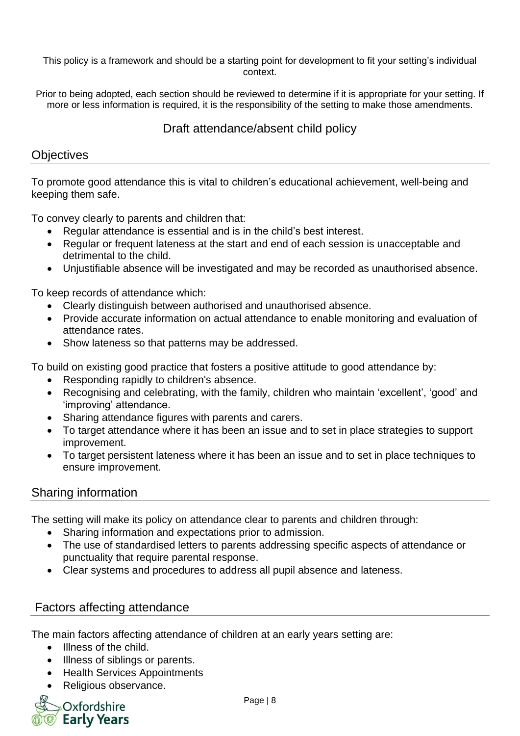This policy is a framework and should be a starting point for development to fit your setting's individual context.

Prior to being adopted, each section should be reviewed to determine if it is appropriate for your setting. If more or less information is required, it is the responsibility of the setting to make those amendments.

# Draft attendance/absent child policy

## Objectives

To promote good attendance this is vital to children's educational achievement, well-being and keeping them safe.

To convey clearly to parents and children that:

- Regular attendance is essential and is in the child's best interest.
- Regular or frequent lateness at the start and end of each session is unacceptable and detrimental to the child.
- Unjustifiable absence will be investigated and may be recorded as unauthorised absence.

To keep records of attendance which:

- Clearly distinguish between authorised and unauthorised absence.
- Provide accurate information on actual attendance to enable monitoring and evaluation of attendance rates.
- Show lateness so that patterns may be addressed.

To build on existing good practice that fosters a positive attitude to good attendance by:

- Responding rapidly to children's absence.
- Recognising and celebrating, with the family, children who maintain 'excellent', 'good' and 'improving' attendance.
- Sharing attendance figures with parents and carers.
- To target attendance where it has been an issue and to set in place strategies to support improvement.
- To target persistent lateness where it has been an issue and to set in place techniques to ensure improvement.

## Sharing information

The setting will make its policy on attendance clear to parents and children through:

- Sharing information and expectations prior to admission.
- The use of standardised letters to parents addressing specific aspects of attendance or punctuality that require parental response.
- Clear systems and procedures to address all pupil absence and lateness.

## Factors affecting attendance

The main factors affecting attendance of children at an early years setting are:

- Illness of the child.
- Illness of siblings or parents.
- Health Services Appointments
- Religious observance.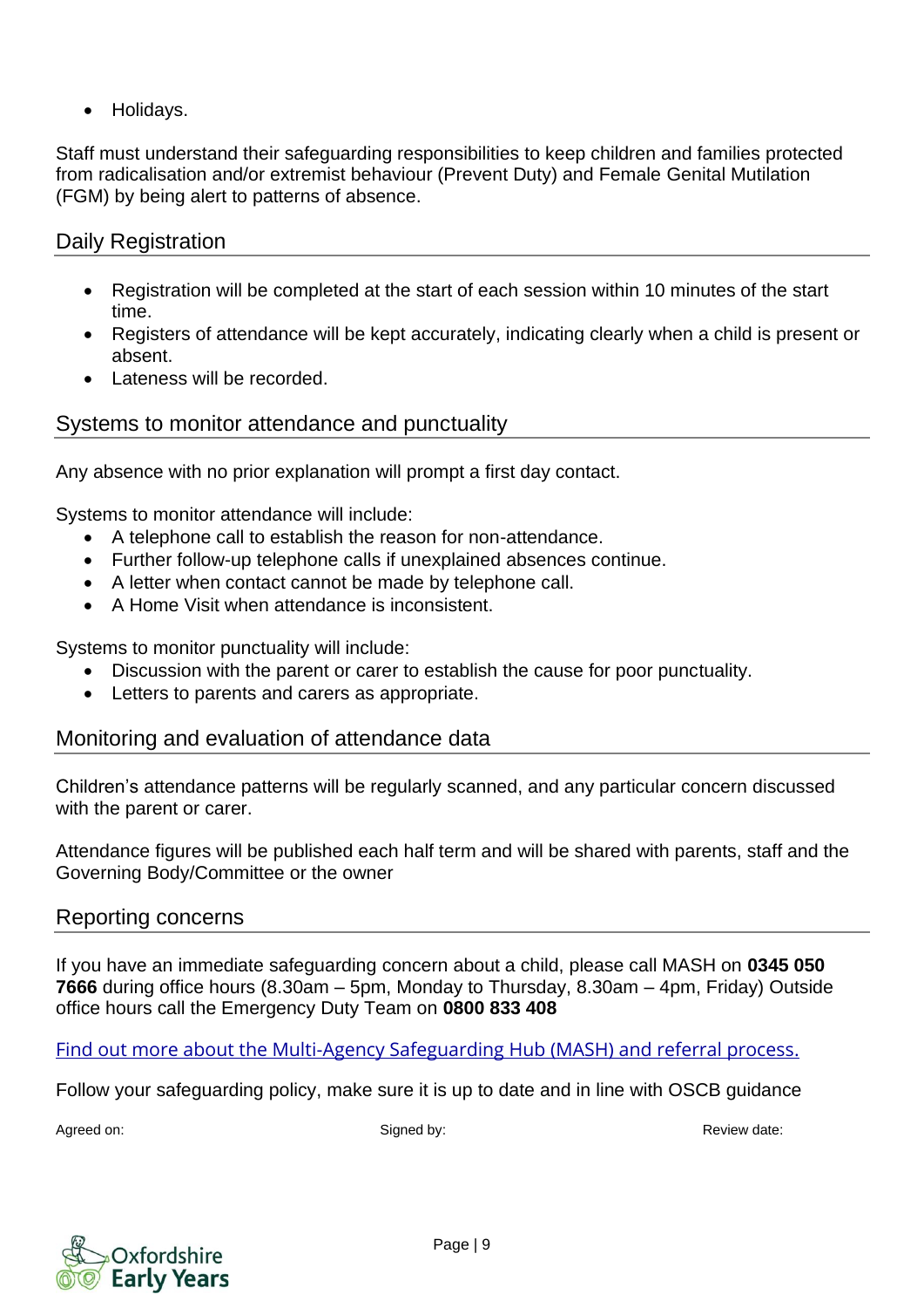- Holidays.

Staff must understand their safeguarding responsibilities to keep children and families protected from radicalisation and/or extremist behaviour (Prevent Duty) and Female Genital Mutilation (FGM) by being alert to patterns of absence.

## Daily Registration

- Registration will be completed at the start of each session within 10 minutes of the start time.
- Registers of attendance will be kept accurately, indicating clearly when a child is present or absent.
- Lateness will be recorded.

## Systems to monitor attendance and punctuality

Any absence with no prior explanation will prompt a first day contact.

Systems to monitor attendance will include:

- A telephone call to establish the reason for non-attendance.
- Further follow-up telephone calls if unexplained absences continue.
- A letter when contact cannot be made by telephone call.
- A Home Visit when attendance is inconsistent.

Systems to monitor punctuality will include:

- Discussion with the parent or carer to establish the cause for poor punctuality.
- Letters to parents and carers as appropriate.

## Monitoring and evaluation of attendance data

Children's attendance patterns will be regularly scanned, and any particular concern discussed with the parent or carer.

Attendance figures will be published each half term and will be shared with parents, staff and the Governing Body/Committee or the owner

## Reporting concerns

If you have an immediate safeguarding concern about a child, please call MASH on **0345 050 7666** during office hours (8.30am – 5pm, Monday to Thursday, 8.30am – 4pm, Friday) Outside office hours call the Emergency Duty Team on **0800 833 408**

Find out more about the Multi-Agency Safeguarding Hub (MASH) and referral process.

Follow your safeguarding policy, make sure it is up to date and in line with OSCB guidance

Agreed on: Signed by: Review date: